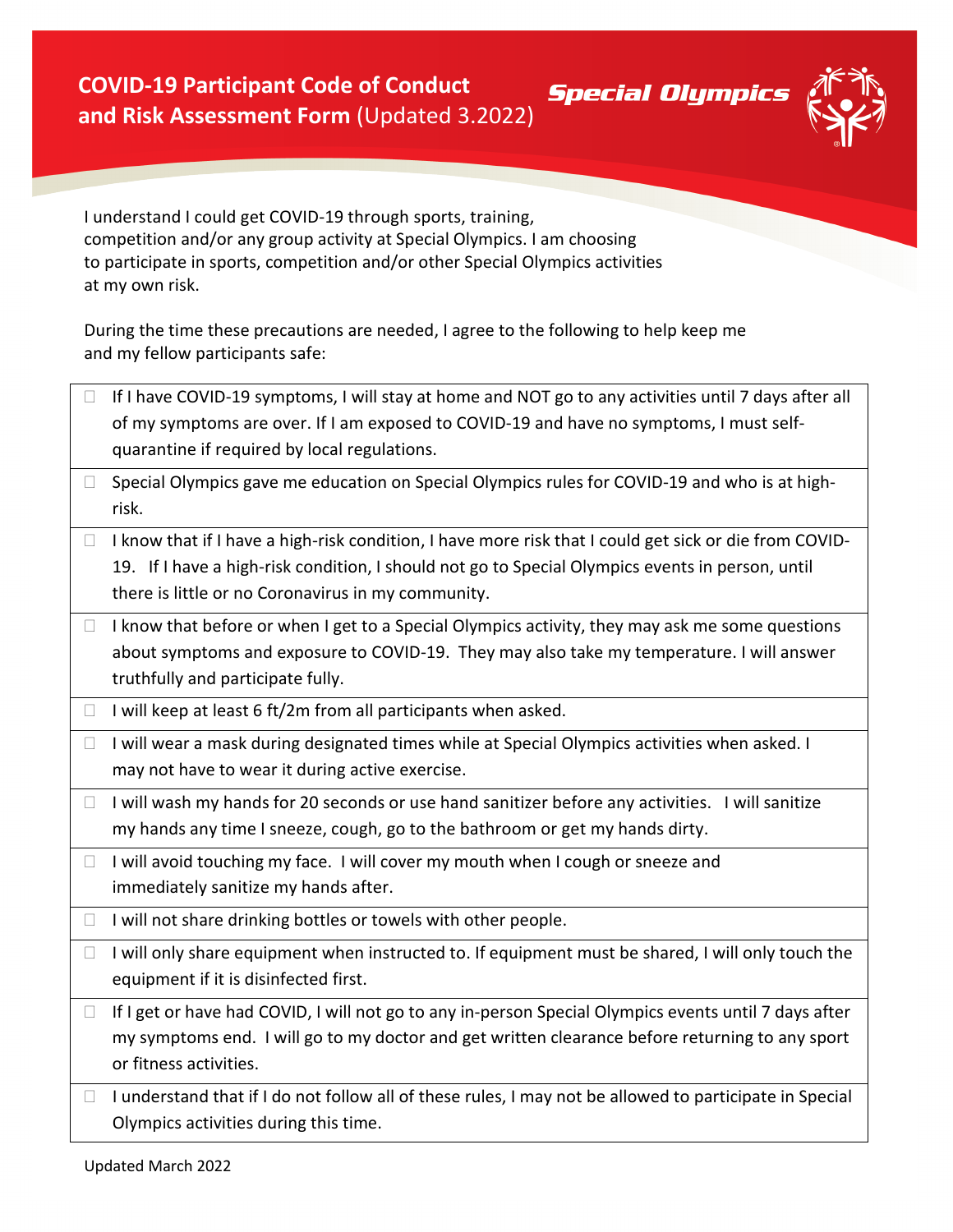# COVID-19 Participant Code of Conduct and Risk Assessment Form (Updated 3.2022)

Special Olympics

I understand I could get COVID-19 through sports, training, competition and/or any group activity at Special Olympics. I am choosing to participate in sports, competition and/or other Special Olympics activities at my own risk.

During the time these precautions are needed, I agree to the following to help keep me and my fellow participants safe:

- ☐ If I have COVID-19 symptoms, I will stay at home and NOT go to any activities until 7 days after all of my symptoms are over. If I am exposed to COVID-19 and have no symptoms, I must self-quarantine if required by local regulations.
- ☐ Special Olympics gave me education on Special Olympics rules for COVID-19 and who is at high-risk.
- ☐ I know that if I have a high-risk condition, I have more risk that I could get sick or die from COVID-19. If I have a high-risk condition, I should not go to Special Olympics events in person, until there is little or no Coronavirus in my community.
- ☐ I know that before or when I get to a Special Olympics activity, they may ask me some questions about symptoms and exposure to COVID-19. They may also take my temperature. I will answer truthfully and participate fully.
- ☐ I will keep at least 6 ft/2m from all participants when asked.
- ☐ I will wear a mask during designated times while at Special Olympics activities when asked. I may not have to wear it during active exercise.
- ☐ I will wash my hands for 20 seconds or use hand sanitizer before any activities. I will sanitize my hands any time I sneeze, cough, go to the bathroom or get my hands dirty.
- ☐ I will avoid touching my face. I will cover my mouth when I cough or sneeze and immediately sanitize my hands after.
- ☐ I will not share drinking bottles or towels with other people.
- ☐ I will only share equipment when instructed to. If equipment must be shared, I will only touch the equipment if it is disinfected first.
- ☐ If I get or have had COVID, I will not go to any in-person Special Olympics events until 7 days after my symptoms end. I will go to my doctor and get written clearance before returning to any sport or fitness activities.
- ☐ I understand that if I do not follow all of these rules, I may not be allowed to participate in Special Olympics activities during this time.

Updated March 2022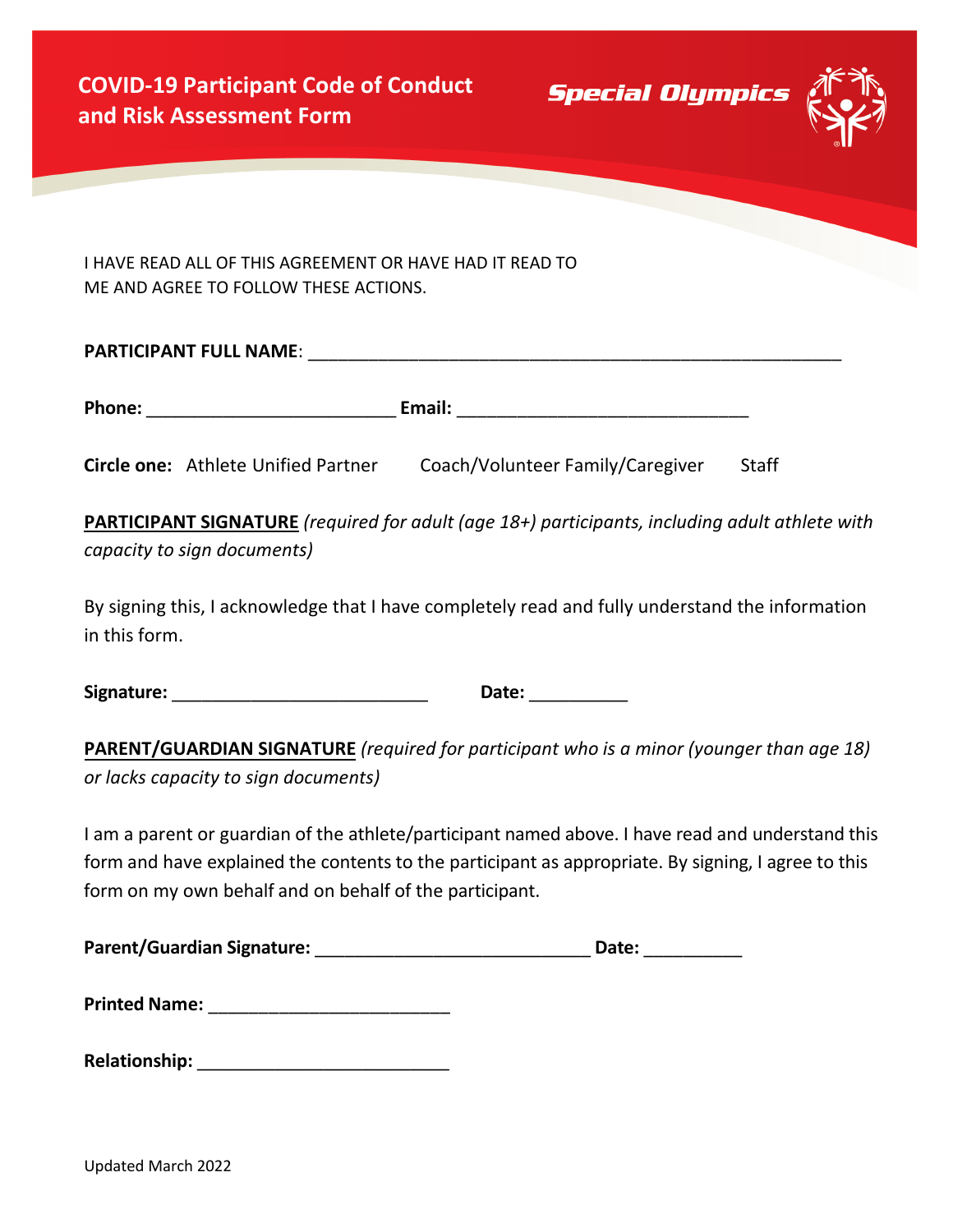# COVID-19 Participant Code of Conduct and Risk Assessment Form

Special Olympics

I HAVE READ ALL OF THIS AGREEMENT OR HAVE HAD IT READ TO ME AND AGREE TO FOLLOW THESE ACTIONS.

**PARTICIPANT FULL NAME**: ______________________________________________________

**Phone:** _________________________ **Email:** _____________________________

**Circle one:** Athlete Unified Partner Coach/Volunteer Family/Caregiver Staff

**PARTICIPANT SIGNATURE** *(required for adult (age 18+) participants, including adult athlete with capacity to sign documents)*

By signing this, I acknowledge that I have completely read and fully understand the information in this form.

**Signature:** _________________________ **Date:** __________

**PARENT/GUARDIAN SIGNATURE** *(required for participant who is a minor (younger than age 18) or lacks capacity to sign documents)*

I am a parent or guardian of the athlete/participant named above. I have read and understand this form and have explained the contents to the participant as appropriate. By signing, I agree to this form on my own behalf and on behalf of the participant.

**Parent/Guardian Signature:** ____________________________ **Date:** __________

**Printed Name:** _________________________

**Relationship:** __________________________

Updated March 2022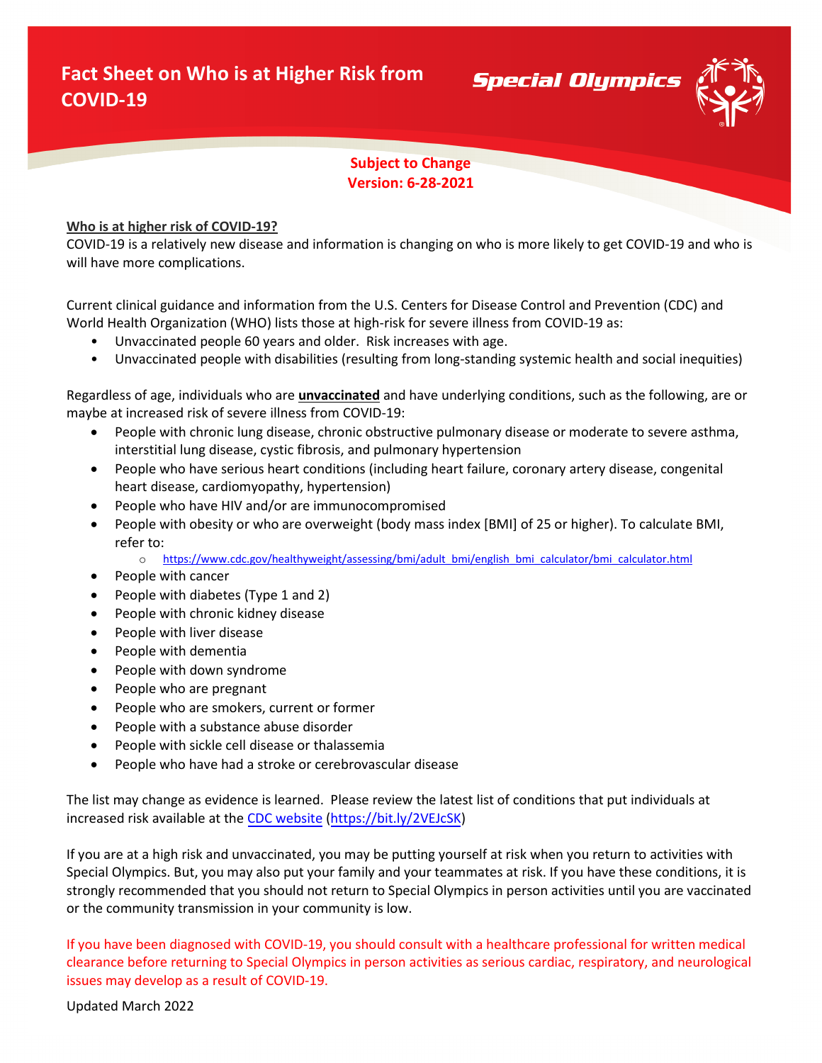# Fact Sheet on Who is at Higher Risk from COVID-19

Special Olympics

**Subject to Change**
**Version: 6-28-2021**

**Who is at higher risk of COVID-19?**

COVID-19 is a relatively new disease and information is changing on who is more likely to get COVID-19 and who is will have more complications.

Current clinical guidance and information from the U.S. Centers for Disease Control and Prevention (CDC) and World Health Organization (WHO) lists those at high-risk for severe illness from COVID-19 as:

- Unvaccinated people 60 years and older. Risk increases with age.
- Unvaccinated people with disabilities (resulting from long-standing systemic health and social inequities)

Regardless of age, individuals who are **unvaccinated** and have underlying conditions, such as the following, are or maybe at increased risk of severe illness from COVID-19:

- People with chronic lung disease, chronic obstructive pulmonary disease or moderate to severe asthma, interstitial lung disease, cystic fibrosis, and pulmonary hypertension
- People who have serious heart conditions (including heart failure, coronary artery disease, congenital heart disease, cardiomyopathy, hypertension)
- People who have HIV and/or are immunocompromised
- People with obesity or who are overweight (body mass index [BMI] of 25 or higher). To calculate BMI, refer to:
  - https://www.cdc.gov/healthyweight/assessing/bmi/adult_bmi/english_bmi_calculator/bmi_calculator.html
- People with cancer
- People with diabetes (Type 1 and 2)
- People with chronic kidney disease
- People with liver disease
- People with dementia
- People with down syndrome
- People who are pregnant
- People who are smokers, current or former
- People with a substance abuse disorder
- People with sickle cell disease or thalassemia
- People who have had a stroke or cerebrovascular disease

The list may change as evidence is learned. Please review the latest list of conditions that put individuals at increased risk available at the CDC website (https://bit.ly/2VEJcSK)

If you are at a high risk and unvaccinated, you may be putting yourself at risk when you return to activities with Special Olympics. But, you may also put your family and your teammates at risk. If you have these conditions, it is strongly recommended that you should not return to Special Olympics in person activities until you are vaccinated or the community transmission in your community is low.

If you have been diagnosed with COVID-19, you should consult with a healthcare professional for written medical clearance before returning to Special Olympics in person activities as serious cardiac, respiratory, and neurological issues may develop as a result of COVID-19.

Updated March 2022